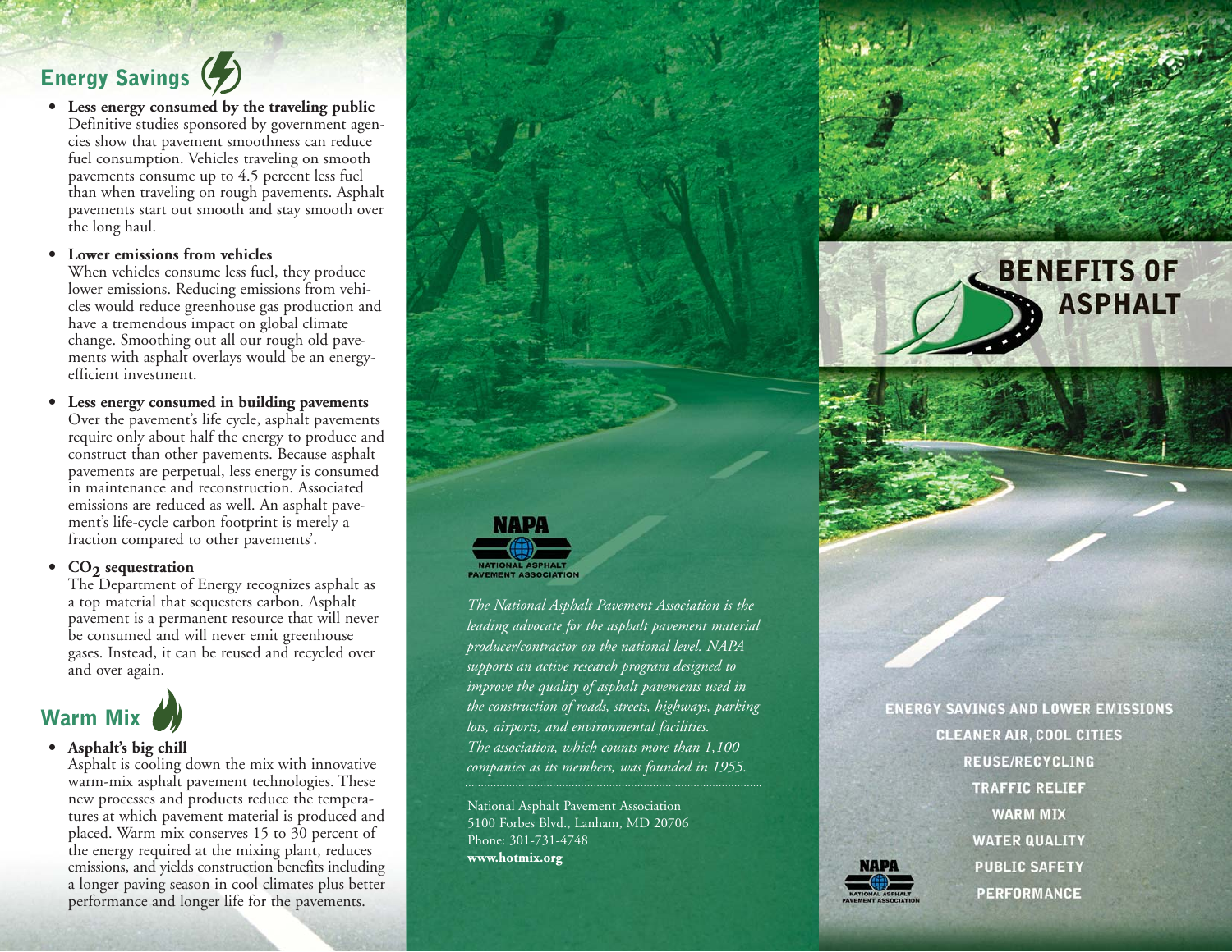## Energy Savings

- **Less energy consumed by the traveling public**
  Definitive studies sponsored by government agencies show that pavement smoothness can reduce fuel consumption. Vehicles traveling on smooth pavements consume up to 4.5 percent less fuel than when traveling on rough pavements. Asphalt pavements start out smooth and stay smooth over the long haul.

- **Lower emissions from vehicles**
  When vehicles consume less fuel, they produce lower emissions. Reducing emissions from vehicles would reduce greenhouse gas production and have a tremendous impact on global climate change. Smoothing out all our rough old pavements with asphalt overlays would be an energy-efficient investment.

- **Less energy consumed in building pavements**
  Over the pavement's life cycle, asphalt pavements require only about half the energy to produce and construct than other pavements. Because asphalt pavements are perpetual, less energy is consumed in maintenance and reconstruction. Associated emissions are reduced as well. An asphalt pavement's life-cycle carbon footprint is merely a fraction compared to other pavements'.

- **$CO_2$ sequestration**
  The Department of Energy recognizes asphalt as a top material that sequesters carbon. Asphalt pavement is a permanent resource that will never be consumed and will never emit greenhouse gases. Instead, it can be reused and recycled over and over again.

## Warm Mix

- **Asphalt's big chill**
  Asphalt is cooling down the mix with innovative warm-mix asphalt pavement technologies. These new processes and products reduce the temperatures at which pavement material is produced and placed. Warm mix conserves 15 to 30 percent of the energy required at the mixing plant, reduces emissions, and yields construction benefits including a longer paving season in cool climates plus better performance and longer life for the pavements.

NAPA
NATIONAL ASPHALT PAVEMENT ASSOCIATION

*The National Asphalt Pavement Association is the leading advocate for the asphalt pavement material producer/contractor on the national level. NAPA supports an active research program designed to improve the quality of asphalt pavements used in the construction of roads, streets, highways, parking lots, airports, and environmental facilities. The association, which counts more than 1,100 companies as its members, was founded in 1955.*

National Asphalt Pavement Association
5100 Forbes Blvd., Lanham, MD 20706
Phone: 301-731-4748
**www.hotmix.org**

# BENEFITS OF ASPHALT

ENERGY SAVINGS AND LOWER EMISSIONS
CLEANER AIR, COOL CITIES
REUSE/RECYCLING
TRAFFIC RELIEF
WARM MIX
WATER QUALITY
PUBLIC SAFETY
PERFORMANCE

NAPA
NATIONAL ASPHALT PAVEMENT ASSOCIATION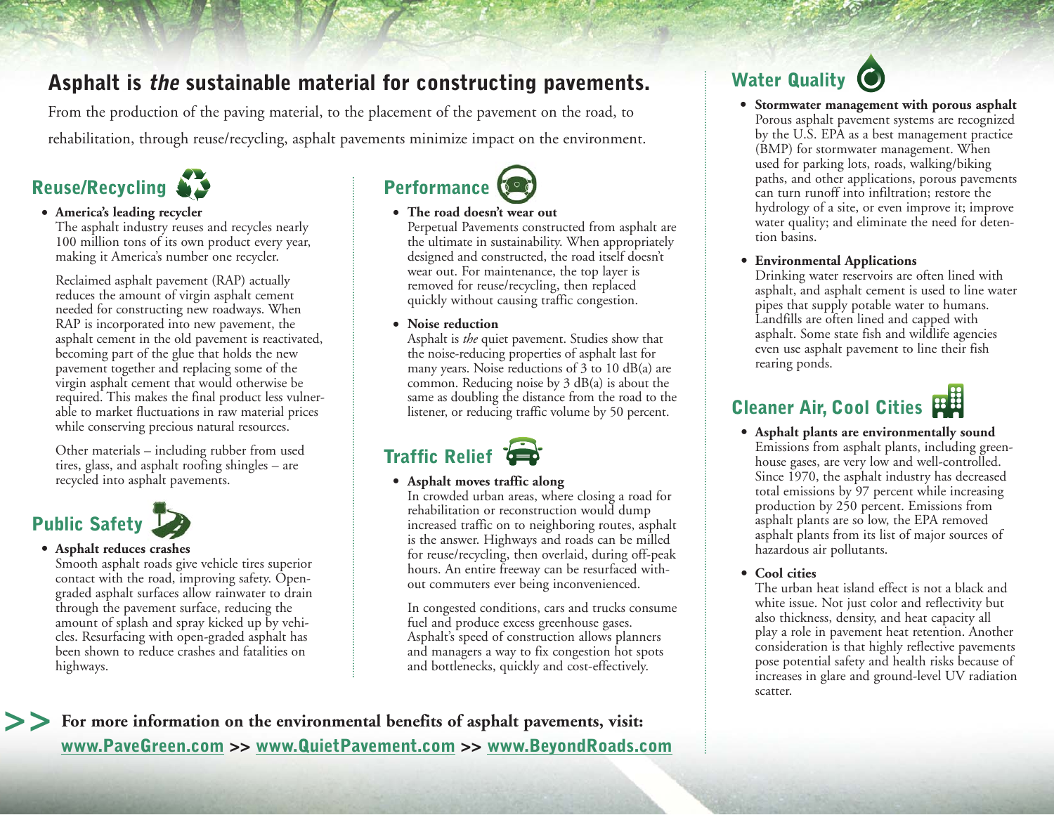# Asphalt is *the* sustainable material for constructing pavements.

From the production of the paving material, to the placement of the pavement on the road, to rehabilitation, through reuse/recycling, asphalt pavements minimize impact on the environment.

## Reuse/Recycling

- **America's leading recycler**
  The asphalt industry reuses and recycles nearly 100 million tons of its own product every year, making it America's number one recycler.

  Reclaimed asphalt pavement (RAP) actually reduces the amount of virgin asphalt cement needed for constructing new roadways. When RAP is incorporated into new pavement, the asphalt cement in the old pavement is reactivated, becoming part of the glue that holds the new pavement together and replacing some of the virgin asphalt cement that would otherwise be required. This makes the final product less vulnerable to market fluctuations in raw material prices while conserving precious natural resources.

  Other materials – including rubber from used tires, glass, and asphalt roofing shingles – are recycled into asphalt pavements.

## Public Safety

- **Asphalt reduces crashes**
  Smooth asphalt roads give vehicle tires superior contact with the road, improving safety. Open-graded asphalt surfaces allow rainwater to drain through the pavement surface, reducing the amount of splash and spray kicked up by vehicles. Resurfacing with open-graded asphalt has been shown to reduce crashes and fatalities on highways.

## Performance

- **The road doesn't wear out**
  Perpetual Pavements constructed from asphalt are the ultimate in sustainability. When appropriately designed and constructed, the road itself doesn't wear out. For maintenance, the top layer is removed for reuse/recycling, then replaced quickly without causing traffic congestion.

- **Noise reduction**
  Asphalt is *the* quiet pavement. Studies show that the noise-reducing properties of asphalt last for many years. Noise reductions of 3 to 10 dB(a) are common. Reducing noise by 3 dB(a) is about the same as doubling the distance from the road to the listener, or reducing traffic volume by 50 percent.

## Traffic Relief

- **Asphalt moves traffic along**
  In crowded urban areas, where closing a road for rehabilitation or reconstruction would dump increased traffic on to neighboring routes, asphalt is the answer. Highways and roads can be milled for reuse/recycling, then overlaid, during off-peak hours. An entire freeway can be resurfaced without commuters ever being inconvenienced.

  In congested conditions, cars and trucks consume fuel and produce excess greenhouse gases. Asphalt's speed of construction allows planners and managers a way to fix congestion hot spots and bottlenecks, quickly and cost-effectively.

## Water Quality

- **Stormwater management with porous asphalt**
  Porous asphalt pavement systems are recognized by the U.S. EPA as a best management practice (BMP) for stormwater management. When used for parking lots, roads, walking/biking paths, and other applications, porous pavements can turn runoff into infiltration; restore the hydrology of a site, or even improve it; improve water quality; and eliminate the need for detention basins.

- **Environmental Applications**
  Drinking water reservoirs are often lined with asphalt, and asphalt cement is used to line water pipes that supply potable water to humans. Landfills are often lined and capped with asphalt. Some state fish and wildlife agencies even use asphalt pavement to line their fish rearing ponds.

## Cleaner Air, Cool Cities

- **Asphalt plants are environmentally sound**
  Emissions from asphalt plants, including greenhouse gases, are very low and well-controlled. Since 1970, the asphalt industry has decreased total emissions by 97 percent while increasing production by 250 percent. Emissions from asphalt plants are so low, the EPA removed asphalt plants from its list of major sources of hazardous air pollutants.

- **Cool cities**
  The urban heat island effect is not a black and white issue. Not just color and reflectivity but also thickness, density, and heat capacity all play a role in pavement heat retention. Another consideration is that highly reflective pavements pose potential safety and health risks because of increases in glare and ground-level UV radiation scatter.

>> **For more information on the environmental benefits of asphalt pavements, visit:**
**www.PaveGreen.com** >> **www.QuietPavement.com** >> **www.BeyondRoads.com**